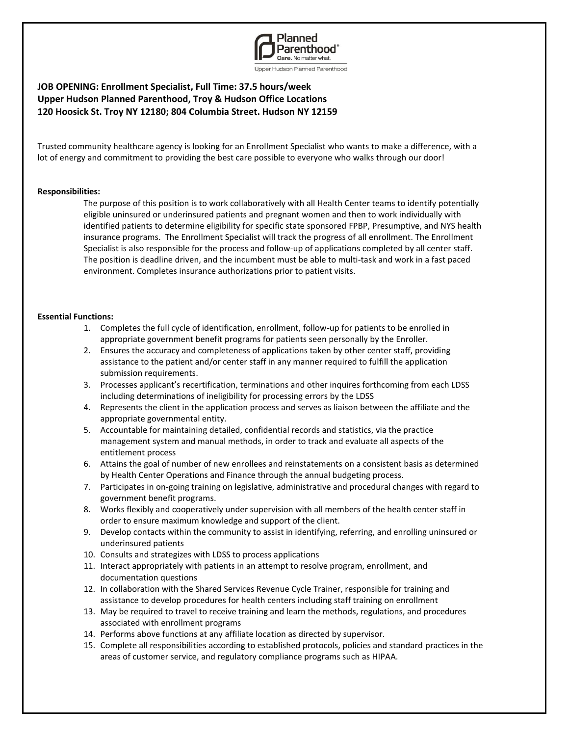Planned Parenthood®
Care. No matter what.
Upper Hudson Planned Parenthood

**JOB OPENING: Enrollment Specialist, Full Time: 37.5 hours/week**
**Upper Hudson Planned Parenthood, Troy & Hudson Office Locations**
**120 Hoosick St. Troy NY 12180; 804 Columbia Street. Hudson NY 12159**

Trusted community healthcare agency is looking for an Enrollment Specialist who wants to make a difference, with a lot of energy and commitment to providing the best care possible to everyone who walks through our door!

**Responsibilities:**

The purpose of this position is to work collaboratively with all Health Center teams to identify potentially eligible uninsured or underinsured patients and pregnant women and then to work individually with identified patients to determine eligibility for specific state sponsored FPBP, Presumptive, and NYS health insurance programs. The Enrollment Specialist will track the progress of all enrollment. The Enrollment Specialist is also responsible for the process and follow-up of applications completed by all center staff. The position is deadline driven, and the incumbent must be able to multi-task and work in a fast paced environment. Completes insurance authorizations prior to patient visits.

**Essential Functions:**

1. Completes the full cycle of identification, enrollment, follow-up for patients to be enrolled in appropriate government benefit programs for patients seen personally by the Enroller.
2. Ensures the accuracy and completeness of applications taken by other center staff, providing assistance to the patient and/or center staff in any manner required to fulfill the application submission requirements.
3. Processes applicant's recertification, terminations and other inquires forthcoming from each LDSS including determinations of ineligibility for processing errors by the LDSS
4. Represents the client in the application process and serves as liaison between the affiliate and the appropriate governmental entity.
5. Accountable for maintaining detailed, confidential records and statistics, via the practice management system and manual methods, in order to track and evaluate all aspects of the entitlement process
6. Attains the goal of number of new enrollees and reinstatements on a consistent basis as determined by Health Center Operations and Finance through the annual budgeting process.
7. Participates in on-going training on legislative, administrative and procedural changes with regard to government benefit programs.
8. Works flexibly and cooperatively under supervision with all members of the health center staff in order to ensure maximum knowledge and support of the client.
9. Develop contacts within the community to assist in identifying, referring, and enrolling uninsured or underinsured patients
10. Consults and strategizes with LDSS to process applications
11. Interact appropriately with patients in an attempt to resolve program, enrollment, and documentation questions
12. In collaboration with the Shared Services Revenue Cycle Trainer, responsible for training and assistance to develop procedures for health centers including staff training on enrollment
13. May be required to travel to receive training and learn the methods, regulations, and procedures associated with enrollment programs
14. Performs above functions at any affiliate location as directed by supervisor.
15. Complete all responsibilities according to established protocols, policies and standard practices in the areas of customer service, and regulatory compliance programs such as HIPAA.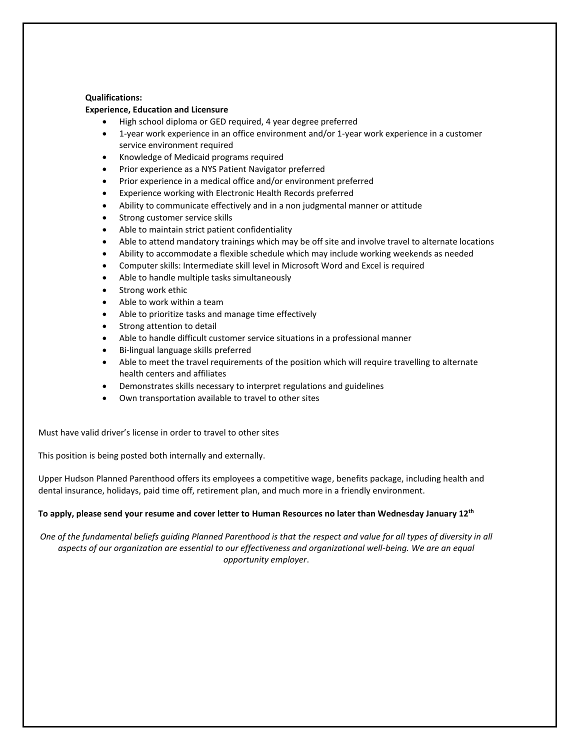**Qualifications:**

**Experience, Education and Licensure**

- High school diploma or GED required, 4 year degree preferred
- 1-year work experience in an office environment and/or 1-year work experience in a customer service environment required
- Knowledge of Medicaid programs required
- Prior experience as a NYS Patient Navigator preferred
- Prior experience in a medical office and/or environment preferred
- Experience working with Electronic Health Records preferred
- Ability to communicate effectively and in a non judgmental manner or attitude
- Strong customer service skills
- Able to maintain strict patient confidentiality
- Able to attend mandatory trainings which may be off site and involve travel to alternate locations
- Ability to accommodate a flexible schedule which may include working weekends as needed
- Computer skills: Intermediate skill level in Microsoft Word and Excel is required
- Able to handle multiple tasks simultaneously
- Strong work ethic
- Able to work within a team
- Able to prioritize tasks and manage time effectively
- Strong attention to detail
- Able to handle difficult customer service situations in a professional manner
- Bi-lingual language skills preferred
- Able to meet the travel requirements of the position which will require travelling to alternate health centers and affiliates
- Demonstrates skills necessary to interpret regulations and guidelines
- Own transportation available to travel to other sites

Must have valid driver's license in order to travel to other sites

This position is being posted both internally and externally.

Upper Hudson Planned Parenthood offers its employees a competitive wage, benefits package, including health and dental insurance, holidays, paid time off, retirement plan, and much more in a friendly environment.

**To apply, please send your resume and cover letter to Human Resources no later than Wednesday January 12th**

*One of the fundamental beliefs guiding Planned Parenthood is that the respect and value for all types of diversity in all aspects of our organization are essential to our effectiveness and organizational well-being. We are an equal opportunity employer.*